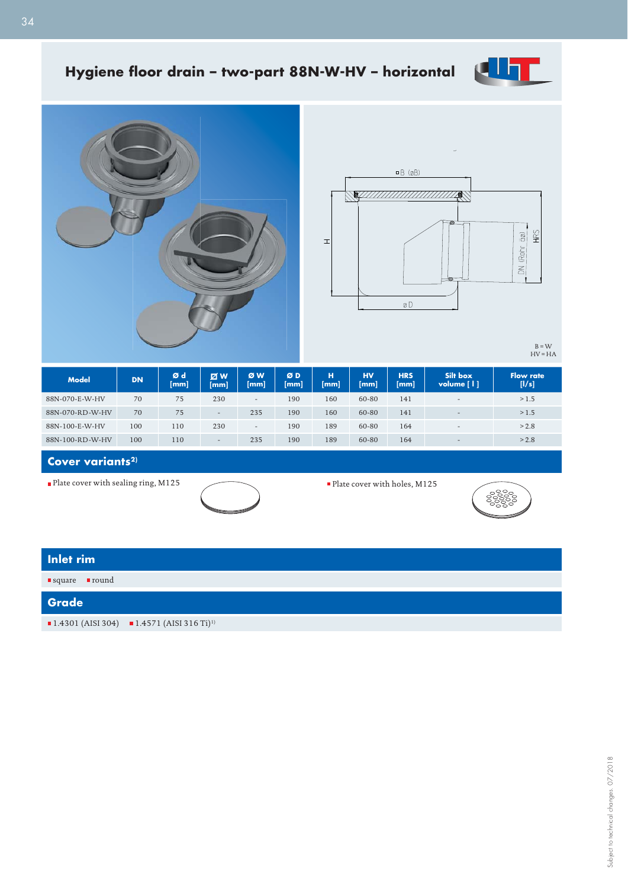# Hygiene floor drain – two-part 88N-W-HV – horizontal

B = W
HV = HA

| Model | DN | Ø d [mm] | ▢ W [mm] | Ø W [mm] | Ø D [mm] | H [mm] | HV [mm] | HRS [mm] | Silt box volume [ l ] | Flow rate [l/s] |
|---|---|---|---|---|---|---|---|---|---|---|
| 88N-070-E-W-HV | 70 | 75 | 230 | - | 190 | 160 | 60-80 | 141 | - | > 1.5 |
| 88N-070-RD-W-HV | 70 | 75 | - | 235 | 190 | 160 | 60-80 | 141 | - | > 1.5 |
| 88N-100-E-W-HV | 100 | 110 | 230 | - | 190 | 189 | 60-80 | 164 | - | > 2.8 |
| 88N-100-RD-W-HV | 100 | 110 | - | 235 | 190 | 189 | 60-80 | 164 | - | > 2.8 |

## Cover variants[2]

- Plate cover with sealing ring, M125
- Plate cover with holes, M125

## Inlet rim

- square
- round

## Grade

- 1.4301 (AISI 304)
- 1.4571 (AISI 316 Ti)[1]

Subject to technical changes. 07/2018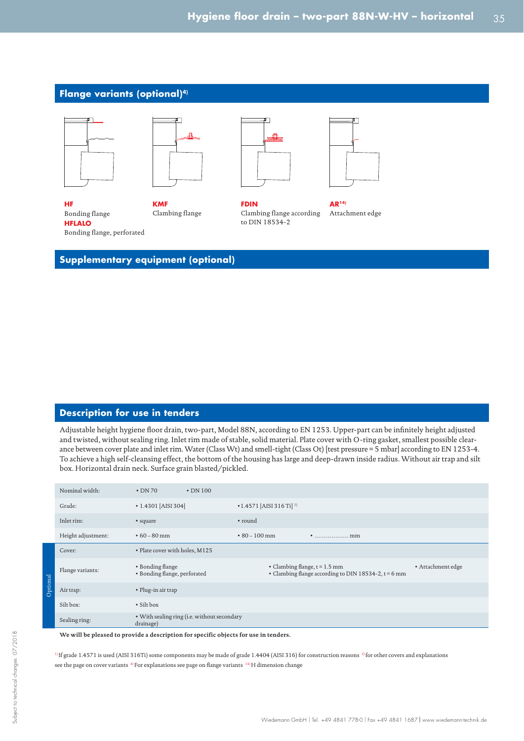## Flange variants (optional)[4)]

**HF**
Bonding flange
**HFLALO**
Bonding flange, perforated

**KMF**
Clambing flange

**FDIN**
Clambing flange according to DIN 18534-2

**AR**[14)]
Attachment edge

## Supplementary equipment (optional)

## Description for use in tenders

Adjustable height hygiene floor drain, two-part, Model 88N, according to EN 1253. Upper-part can be infinitely height adjusted and twisted, without sealing ring. Inlet rim made of stable, solid material. Plate cover with O-ring gasket, smallest possible clearance between cover plate and inlet rim. Water (Class Wt) and smell-tight (Class Ot) [test pressure = 5 mbar] according to EN 1253-4. To achieve a high self-cleansing effect, the bottom of the housing has large and deep-drawn inside radius. Without air trap and silt box. Horizontal drain neck. Surface grain blasted/pickled.

| | | | | | |
|---|---|---|---|---|---|
| | Nominal width: | • DN 70 • DN 100 | | | |
| | Grade: | • 1.4301 [AISI 304] | • 1.4571 [AISI 316 Ti] [1)] | | |
| | Inlet rim: | • square | • round | | |
| | Height adjustment: | • 60 – 80 mm | • 80 – 100 mm | • ................. mm | |
| Optional | Cover: | • Plate cover with holes, M125 | | | |
| Optional | Flange variants: | • Bonding flange<br>• Bonding flange, perforated | • Clambing flange, t = 1.5 mm<br>• Clambing flange according to DIN 18534-2, t = 6 mm | | • Attachment edge |
| Optional | Air trap: | • Plug-in air trap | | | |
| Optional | Silt box: | • Silt box | | | |
| Optional | Sealing ring: | • With sealing ring (i.e. without secondary drainage) | | | |

**We will be pleased to provide a description for specific objects for use in tenders.**

[1)] If grade 1.4571 is used (AISI 316Ti) some components may be made of grade 1.4404 (AISI 316) for construction reasons [2)] for other covers and explanations see the page on cover variants [4)] For explanations see page on flange variants [14)] H dimension change

Subject to technical changes. 07/2018

Wiedemann GmbH | Tel. +49 4841 778-0 | Fax +49 4841 1687 | www.wiedemann-technik.de